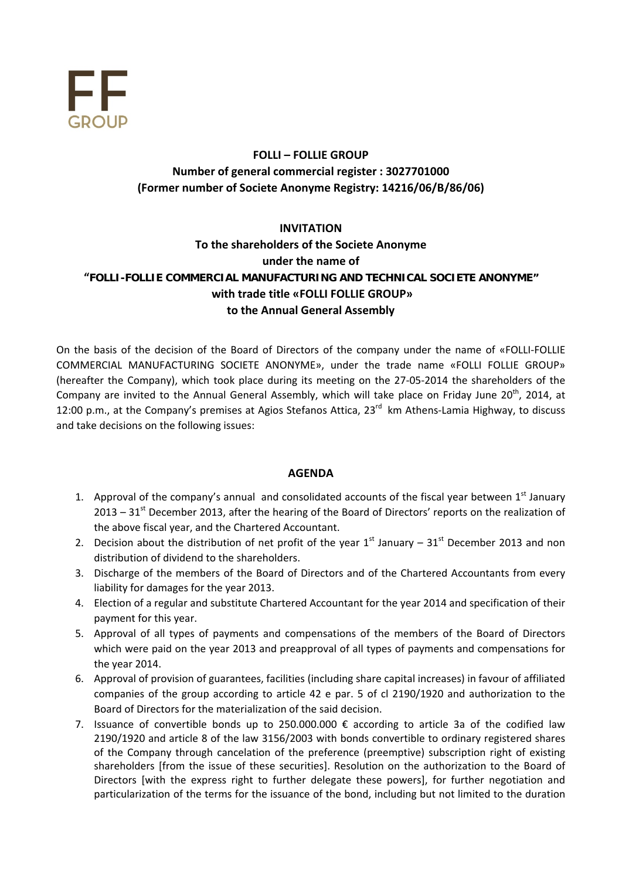FF GROUP

**FOLLI – FOLLIE GROUP**
**Number of general commercial register : 3027701000**
**(Former number of Societe Anonyme Registry: 14216/06/B/86/06)**

**INVITATION**
**To the shareholders of the Societe Anonyme**
**under the name of**
**"FOLLI-FOLLIE COMMERCIAL MANUFACTURING AND TECHNICAL SOCIETE ANONYME"**
**with trade title «FOLLI FOLLIE GROUP»**
**to the Annual General Assembly**

On the basis of the decision of the Board of Directors of the company under the name of «FOLLI-FOLLIE COMMERCIAL MANUFACTURING SOCIETE ANONYME», under the trade name «FOLLI FOLLIE GROUP» (hereafter the Company), which took place during its meeting on the 27-05-2014 the shareholders of the Company are invited to the Annual General Assembly, which will take place on Friday June 20th, 2014, at 12:00 p.m., at the Company's premises at Agios Stefanos Attica, 23rd km Athens-Lamia Highway, to discuss and take decisions on the following issues:

**AGENDA**

1. Approval of the company's annual and consolidated accounts of the fiscal year between 1st January 2013 – 31st December 2013, after the hearing of the Board of Directors' reports on the realization of the above fiscal year, and the Chartered Accountant.
2. Decision about the distribution of net profit of the year 1st January – 31st December 2013 and non distribution of dividend to the shareholders.
3. Discharge of the members of the Board of Directors and of the Chartered Accountants from every liability for damages for the year 2013.
4. Election of a regular and substitute Chartered Accountant for the year 2014 and specification of their payment for this year.
5. Approval of all types of payments and compensations of the members of the Board of Directors which were paid on the year 2013 and preapproval of all types of payments and compensations for the year 2014.
6. Approval of provision of guarantees, facilities (including share capital increases) in favour of affiliated companies of the group according to article 42 e par. 5 of cl 2190/1920 and authorization to the Board of Directors for the materialization of the said decision.
7. Issuance of convertible bonds up to 250.000.000 € according to article 3a of the codified law 2190/1920 and article 8 of the law 3156/2003 with bonds convertible to ordinary registered shares of the Company through cancelation of the preference (preemptive) subscription right of existing shareholders [from the issue of these securities]. Resolution on the authorization to the Board of Directors [with the express right to further delegate these powers], for further negotiation and particularization of the terms for the issuance of the bond, including but not limited to the duration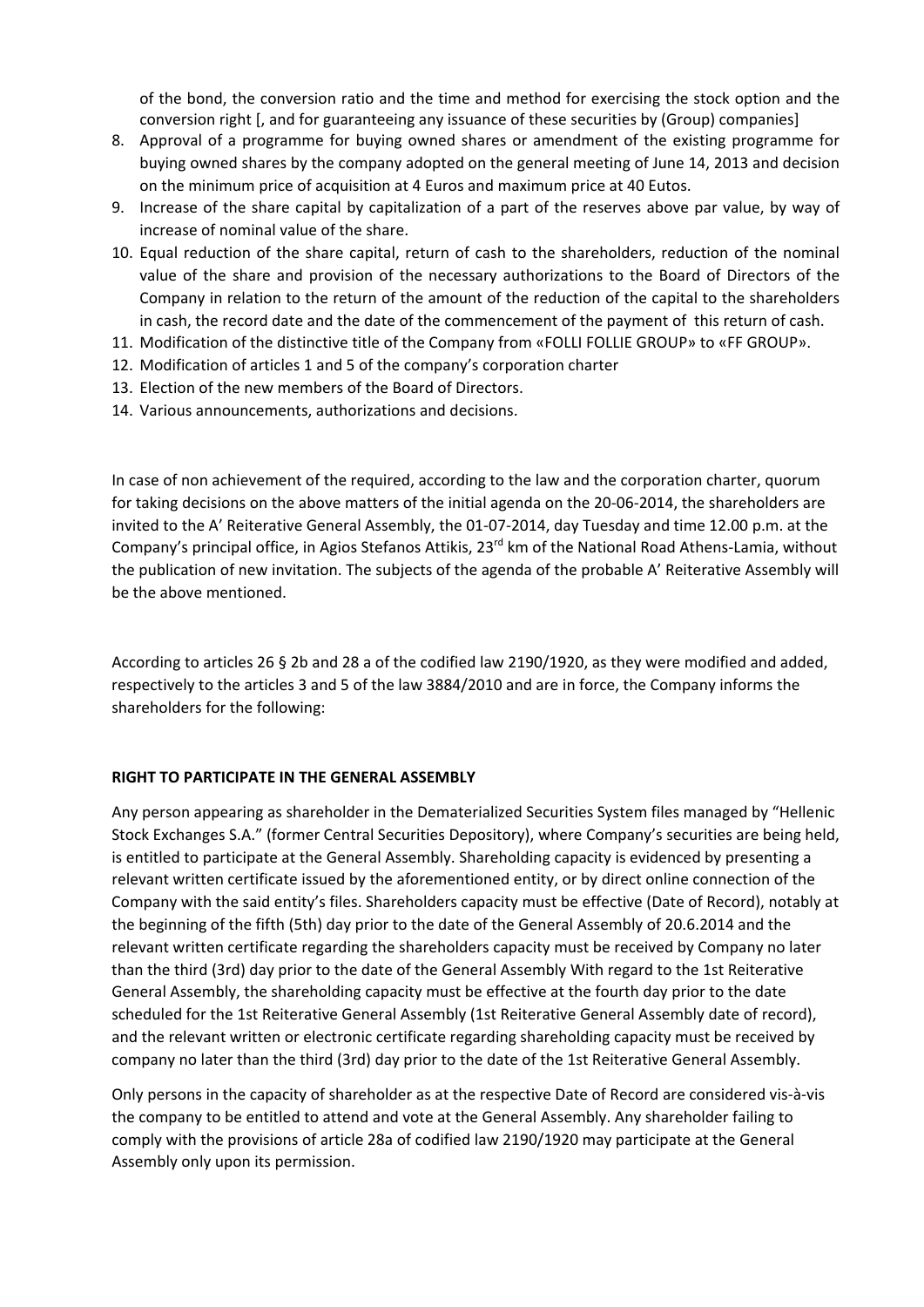of the bond, the conversion ratio and the time and method for exercising the stock option and the conversion right [, and for guaranteeing any issuance of these securities by (Group) companies]

8. Approval of a programme for buying owned shares or amendment of the existing programme for buying owned shares by the company adopted on the general meeting of June 14, 2013 and decision on the minimum price of acquisition at 4 Euros and maximum price at 40 Eutos.
9. Increase of the share capital by capitalization of a part of the reserves above par value, by way of increase of nominal value of the share.
10. Equal reduction of the share capital, return of cash to the shareholders, reduction of the nominal value of the share and provision of the necessary authorizations to the Board of Directors of the Company in relation to the return of the amount of the reduction of the capital to the shareholders in cash, the record date and the date of the commencement of the payment of this return of cash.
11. Modification of the distinctive title of the Company from «FOLLI FOLLIE GROUP» to «FF GROUP».
12. Modification of articles 1 and 5 of the company's corporation charter
13. Election of the new members of the Board of Directors.
14. Various announcements, authorizations and decisions.

In case of non achievement of the required, according to the law and the corporation charter, quorum for taking decisions on the above matters of the initial agenda on the 20-06-2014, the shareholders are invited to the A' Reiterative General Assembly, the 01-07-2014, day Tuesday and time 12.00 p.m. at the Company's principal office, in Agios Stefanos Attikis, 23rd km of the National Road Athens-Lamia, without the publication of new invitation. The subjects of the agenda of the probable A' Reiterative Assembly will be the above mentioned.

According to articles 26 § 2b and 28 a of the codified law 2190/1920, as they were modified and added, respectively to the articles 3 and 5 of the law 3884/2010 and are in force, the Company informs the shareholders for the following:

**RIGHT TO PARTICIPATE IN THE GENERAL ASSEMBLY**

Any person appearing as shareholder in the Dematerialized Securities System files managed by "Hellenic Stock Exchanges S.A." (former Central Securities Depository), where Company's securities are being held, is entitled to participate at the General Assembly. Shareholding capacity is evidenced by presenting a relevant written certificate issued by the aforementioned entity, or by direct online connection of the Company with the said entity's files. Shareholders capacity must be effective (Date of Record), notably at the beginning of the fifth (5th) day prior to the date of the General Assembly of 20.6.2014 and the relevant written certificate regarding the shareholders capacity must be received by Company no later than the third (3rd) day prior to the date of the General Assembly With regard to the 1st Reiterative General Assembly, the shareholding capacity must be effective at the fourth day prior to the date scheduled for the 1st Reiterative General Assembly (1st Reiterative General Assembly date of record), and the relevant written or electronic certificate regarding shareholding capacity must be received by company no later than the third (3rd) day prior to the date of the 1st Reiterative General Assembly.

Only persons in the capacity of shareholder as at the respective Date of Record are considered vis-à-vis the company to be entitled to attend and vote at the General Assembly. Any shareholder failing to comply with the provisions of article 28a of codified law 2190/1920 may participate at the General Assembly only upon its permission.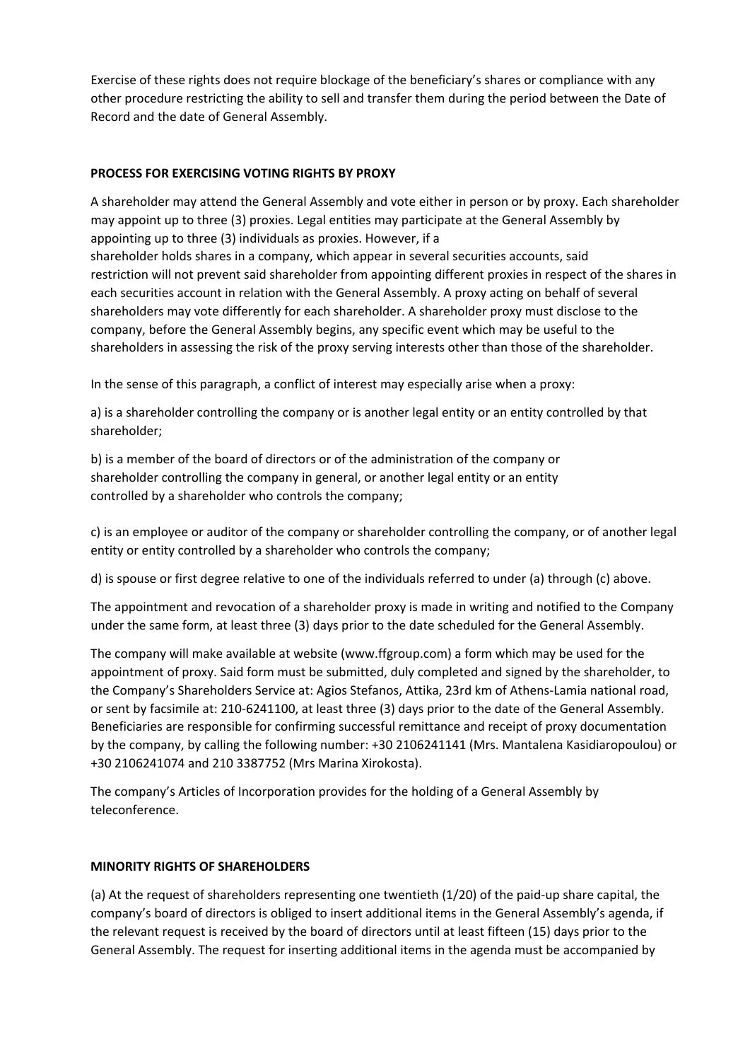Exercise of these rights does not require blockage of the beneficiary's shares or compliance with any other procedure restricting the ability to sell and transfer them during the period between the Date of Record and the date of General Assembly.

**PROCESS FOR EXERCISING VOTING RIGHTS BY PROXY**

A shareholder may attend the General Assembly and vote either in person or by proxy. Each shareholder may appoint up to three (3) proxies. Legal entities may participate at the General Assembly by appointing up to three (3) individuals as proxies. However, if a shareholder holds shares in a company, which appear in several securities accounts, said restriction will not prevent said shareholder from appointing different proxies in respect of the shares in each securities account in relation with the General Assembly. A proxy acting on behalf of several shareholders may vote differently for each shareholder. A shareholder proxy must disclose to the company, before the General Assembly begins, any specific event which may be useful to the shareholders in assessing the risk of the proxy serving interests other than those of the shareholder.

In the sense of this paragraph, a conflict of interest may especially arise when a proxy:

a) is a shareholder controlling the company or is another legal entity or an entity controlled by that shareholder;

b) is a member of the board of directors or of the administration of the company or shareholder controlling the company in general, or another legal entity or an entity controlled by a shareholder who controls the company;

c) is an employee or auditor of the company or shareholder controlling the company, or of another legal entity or entity controlled by a shareholder who controls the company;

d) is spouse or first degree relative to one of the individuals referred to under (a) through (c) above.

The appointment and revocation of a shareholder proxy is made in writing and notified to the Company under the same form, at least three (3) days prior to the date scheduled for the General Assembly.

The company will make available at website (www.ffgroup.com) a form which may be used for the appointment of proxy. Said form must be submitted, duly completed and signed by the shareholder, to the Company's Shareholders Service at: Agios Stefanos, Attika, 23rd km of Athens-Lamia national road, or sent by facsimile at: 210-6241100, at least three (3) days prior to the date of the General Assembly. Beneficiaries are responsible for confirming successful remittance and receipt of proxy documentation by the company, by calling the following number: +30 2106241141 (Mrs. Mantalena Kasidiaropoulou) or +30 2106241074 and 210 3387752 (Mrs Marina Xirokosta).

The company's Articles of Incorporation provides for the holding of a General Assembly by teleconference.

**MINORITY RIGHTS OF SHAREHOLDERS**

(a) At the request of shareholders representing one twentieth (1/20) of the paid-up share capital, the company's board of directors is obliged to insert additional items in the General Assembly's agenda, if the relevant request is received by the board of directors until at least fifteen (15) days prior to the General Assembly. The request for inserting additional items in the agenda must be accompanied by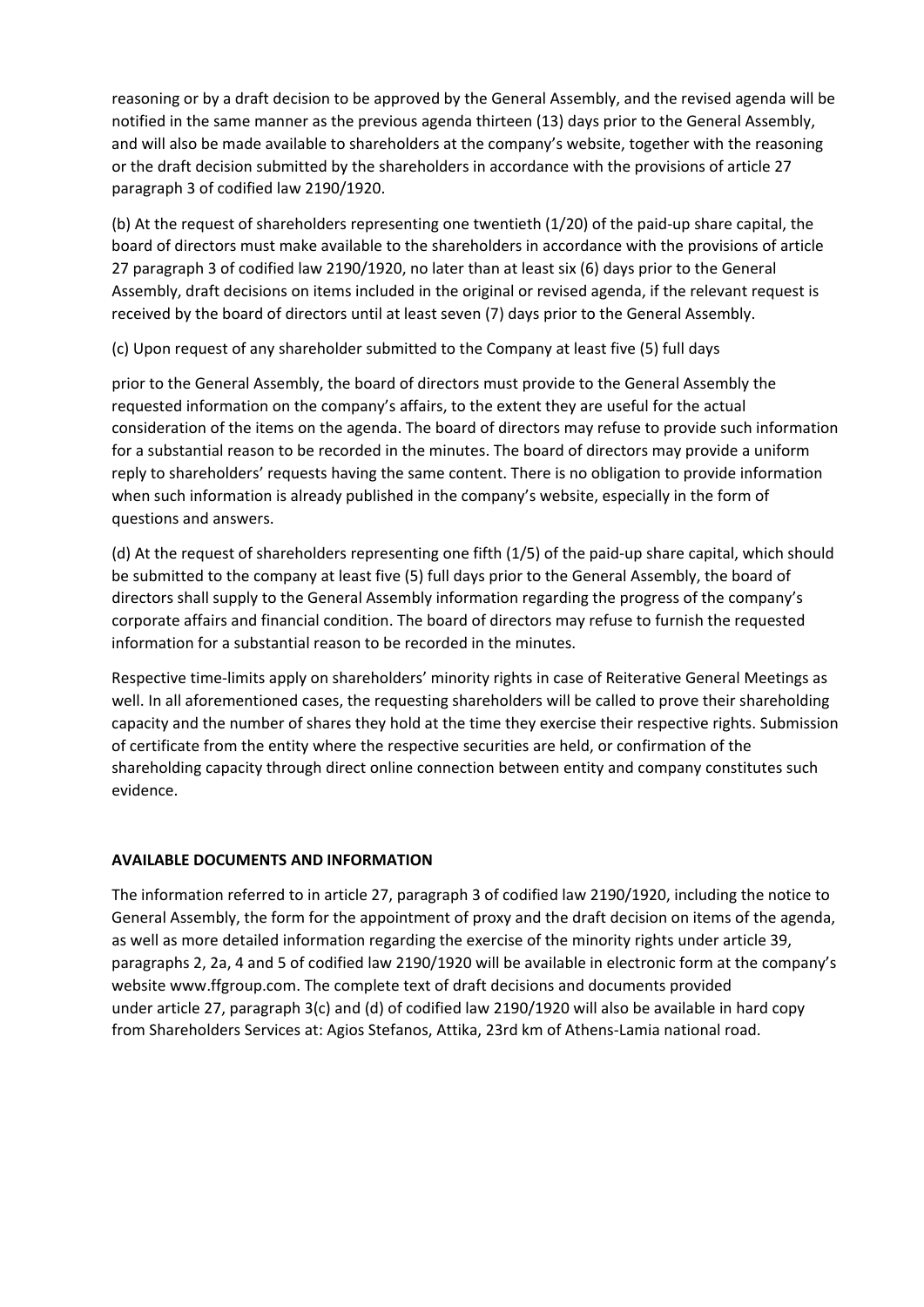reasoning or by a draft decision to be approved by the General Assembly, and the revised agenda will be notified in the same manner as the previous agenda thirteen (13) days prior to the General Assembly, and will also be made available to shareholders at the company's website, together with the reasoning or the draft decision submitted by the shareholders in accordance with the provisions of article 27 paragraph 3 of codified law 2190/1920.

(b) At the request of shareholders representing one twentieth (1/20) of the paid-up share capital, the board of directors must make available to the shareholders in accordance with the provisions of article 27 paragraph 3 of codified law 2190/1920, no later than at least six (6) days prior to the General Assembly, draft decisions on items included in the original or revised agenda, if the relevant request is received by the board of directors until at least seven (7) days prior to the General Assembly.

(c) Upon request of any shareholder submitted to the Company at least five (5) full days

prior to the General Assembly, the board of directors must provide to the General Assembly the requested information on the company's affairs, to the extent they are useful for the actual consideration of the items on the agenda. The board of directors may refuse to provide such information for a substantial reason to be recorded in the minutes. The board of directors may provide a uniform reply to shareholders' requests having the same content. There is no obligation to provide information when such information is already published in the company's website, especially in the form of questions and answers.

(d) At the request of shareholders representing one fifth (1/5) of the paid-up share capital, which should be submitted to the company at least five (5) full days prior to the General Assembly, the board of directors shall supply to the General Assembly information regarding the progress of the company's corporate affairs and financial condition. The board of directors may refuse to furnish the requested information for a substantial reason to be recorded in the minutes.

Respective time-limits apply on shareholders' minority rights in case of Reiterative General Meetings as well. In all aforementioned cases, the requesting shareholders will be called to prove their shareholding capacity and the number of shares they hold at the time they exercise their respective rights. Submission of certificate from the entity where the respective securities are held, or confirmation of the shareholding capacity through direct online connection between entity and company constitutes such evidence.

**AVAILABLE DOCUMENTS AND INFORMATION**

The information referred to in article 27, paragraph 3 of codified law 2190/1920, including the notice to General Assembly, the form for the appointment of proxy and the draft decision on items of the agenda, as well as more detailed information regarding the exercise of the minority rights under article 39, paragraphs 2, 2a, 4 and 5 of codified law 2190/1920 will be available in electronic form at the company's website www.ffgroup.com. The complete text of draft decisions and documents provided under article 27, paragraph 3(c) and (d) of codified law 2190/1920 will also be available in hard copy from Shareholders Services at: Agios Stefanos, Attika, 23rd km of Athens-Lamia national road.